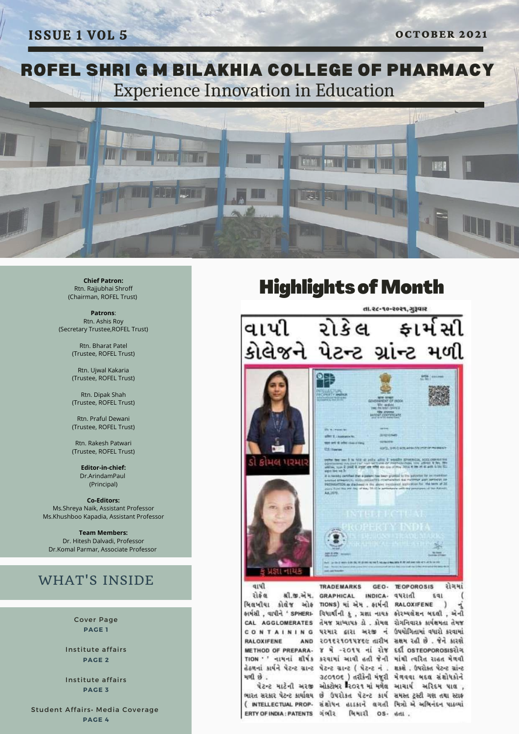ISSUE 1 VOL 5

OCTOBER 2021

# ROFEL SHRI G M BILAKHIA COLLEGE OF PHARMACY

Experience Innovation in Education

**Chief Patron:**
Rtn. Rajjubhai Shroff
(Chairman, ROFEL Trust)

**Patrons**:
Rtn. Ashis Roy
(Secretary Trustee,ROFEL Trust)

Rtn. Bharat Patel
(Trustee, ROFEL Trust)

Rtn. Ujwal Kakaria
(Trustee, ROFEL Trust)

Rtn. Dipak Shah
(Trustee, ROFEL Trust)

Rtn. Praful Dewani
(Trustee, ROFEL Trust)

Rtn. Rakesh Patwari
(Trustee, ROFEL Trust)

**Editor-in-chief:**
Dr.ArindamPaul
(Principal)

**Co-Editors:**
Ms.Shreya Naik, Assistant Professor
Ms.Khushboo Kapadia, Assistant Professor

**Team Members:**
Dr. Hitesh Dalvadi, Professor
Dr.Komal Parmar, Associate Professor

## WHAT'S INSIDE

Cover Page
**PAGE 1**

Institute affairs
**PAGE 2**

Institute affairs
**PAGE 3**

Student Affairs- Media Coverage
**PAGE 4**

## Highlights of Month

તા.૨૮-૧૦-૨૦૨૧,ગુરૂવાર

### વાપી રોફેલ ફાર્મસી કોલેજને પેટન્ટ ગ્રાંન્ટ મળી

ડૉ કોમલ પરમાર

કુ પ્રજ્ઞા નાયક

વાપી રોફેલ શ્રી.જી.એમ. બિલખીયા કોલેજ ઓફ ફાર્મસી , વાપીને ' SPHERICAL AGGLOMERATES CONTAINING RALOXIFENE AND METHOD OF PREPARATION ' ' નામનાં શીર્ષક હેઠળનાં કાર્યને પેટન્ટ ગ્રાન્ટ મળી છે .

પેટન્ટ માટેની અરજી ભારત સરકાર પેટન્ટ કાર્યાલય ( INTELLECTUAL PROPERTY OF INDIA : PATENTS TRADEMARKS GEOGRAPHICAL INDICATIONS) માં એમ . ફાર્મની વિધાર્થીની કુ . પ્રજ્ઞા નાયક તેમજ પ્રાધ્યાપક ડો . કોમલ પરમાર દ્વારા અરજી નં ૨૦૧૬૨૧૦૧૫૪૯૯ તારીખ ૪ મે -૨૦૧૫ નાં રોજ કરવામાં આવી હતી જેની પેટન્ટ ગ્રાન્ટ ( પેટન્ટ નં . ૩૮૦૧૦૯ ) તરીકેની મંજૂરી ઓક્ટોબર ૨૦૨૧ માં મળેલ છે ઉપરોકત પેટન્ટ કાર્ય સંશોધન હાડકાને લગતી ગંભીર બિમારી OSTEOPOROSIS રોગમાં વપરાતી દવા ( RALOXIFENE ) નું ફોરમ્યુલેશન બદલી , એની રોગનિવારક કાર્યક્ષમતા તેમજ ઉપયોગિતામાં વધારો કરવામાં સક્ષમ રહી છે . જેને કારણે દર્દી OSTEOPOROSISરોગ માંથી ત્વરિત રાહત મેળવી શકશે . ઉપરોક્ત પેટન્ટ ગ્રાંન્ટ મેળવવા બદલ સંશોધકોને આચાર્ય અરિંદમ પાલ , સમસ્ત ટ્રસ્ટી ગણ તથા સ્ટાફ મિત્રો એ અભિનંદન પાઠવ્યાં હતા .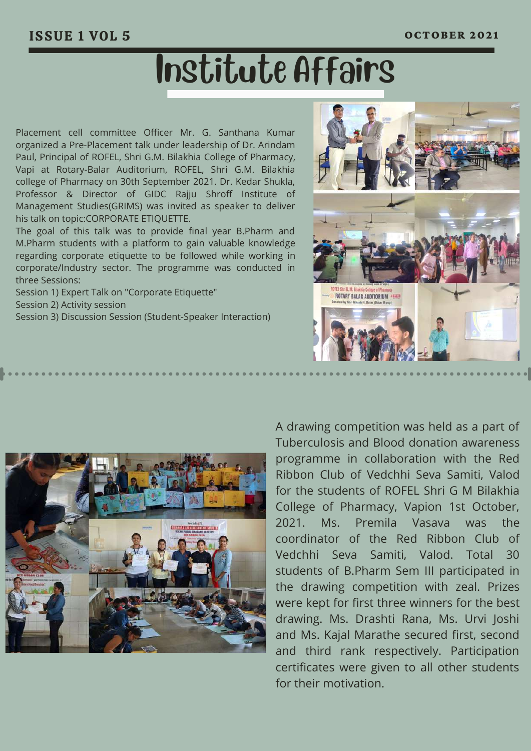# Institute Affairs

Placement cell committee Officer Mr. G. Santhana Kumar organized a Pre-Placement talk under leadership of Dr. Arindam Paul, Principal of ROFEL, Shri G.M. Bilakhia College of Pharmacy, Vapi at Rotary-Balar Auditorium, ROFEL, Shri G.M. Bilakhia college of Pharmacy on 30th September 2021. Dr. Kedar Shukla, Professor & Director of GIDC Rajju Shroff Institute of Management Studies(GRIMS) was invited as speaker to deliver his talk on topic:CORPORATE ETIQUETTE.

The goal of this talk was to provide final year B.Pharm and M.Pharm students with a platform to gain valuable knowledge regarding corporate etiquette to be followed while working in corporate/Industry sector. The programme was conducted in three Sessions:

Session 1) Expert Talk on "Corporate Etiquette"

Session 2) Activity session

Session 3) Discussion Session (Student-Speaker Interaction)

A drawing competition was held as a part of Tuberculosis and Blood donation awareness programme in collaboration with the Red Ribbon Club of Vedchhi Seva Samiti, Valod for the students of ROFEL Shri G M Bilakhia College of Pharmacy, Vapion 1st October, 2021. Ms. Premila Vasava was the coordinator of the Red Ribbon Club of Vedchhi Seva Samiti, Valod. Total 30 students of B.Pharm Sem III participated in the drawing competition with zeal. Prizes were kept for first three winners for the best drawing. Ms. Drashti Rana, Ms. Urvi Joshi and Ms. Kajal Marathe secured first, second and third rank respectively. Participation certificates were given to all other students for their motivation.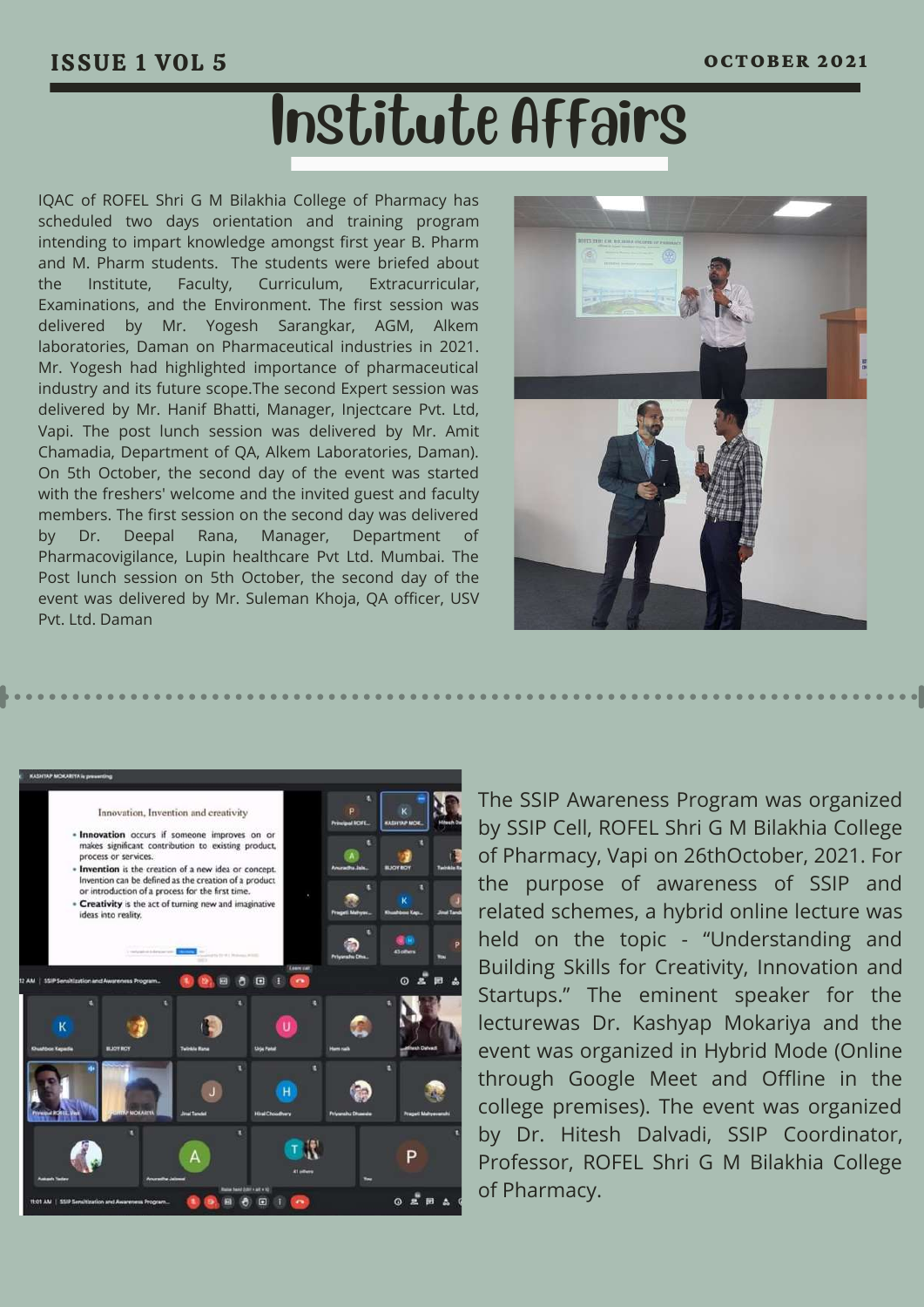# Institute Affairs

IQAC of ROFEL Shri G M Bilakhia College of Pharmacy has scheduled two days orientation and training program intending to impart knowledge amongst first year B. Pharm and M. Pharm students. The students were briefed about the Institute, Faculty, Curriculum, Extracurricular, Examinations, and the Environment. The first session was delivered by Mr. Yogesh Sarangkar, AGM, Alkem laboratories, Daman on Pharmaceutical industries in 2021. Mr. Yogesh had highlighted importance of pharmaceutical industry and its future scope.The second Expert session was delivered by Mr. Hanif Bhatti, Manager, Injectcare Pvt. Ltd, Vapi. The post lunch session was delivered by Mr. Amit Chamadia, Department of QA, Alkem Laboratories, Daman). On 5th October, the second day of the event was started with the freshers' welcome and the invited guest and faculty members. The first session on the second day was delivered by Dr. Deepal Rana, Manager, Department of Pharmacovigilance, Lupin healthcare Pvt Ltd. Mumbai. The Post lunch session on 5th October, the second day of the event was delivered by Mr. Suleman Khoja, QA officer, USV Pvt. Ltd. Daman

The SSIP Awareness Program was organized by SSIP Cell, ROFEL Shri G M Bilakhia College of Pharmacy, Vapi on 26thOctober, 2021. For the purpose of awareness of SSIP and related schemes, a hybrid online lecture was held on the topic - "Understanding and Building Skills for Creativity, Innovation and Startups." The eminent speaker for the lecturewas Dr. Kashyap Mokariya and the event was organized in Hybrid Mode (Online through Google Meet and Offline in the college premises). The event was organized by Dr. Hitesh Dalvadi, SSIP Coordinator, Professor, ROFEL Shri G M Bilakhia College of Pharmacy.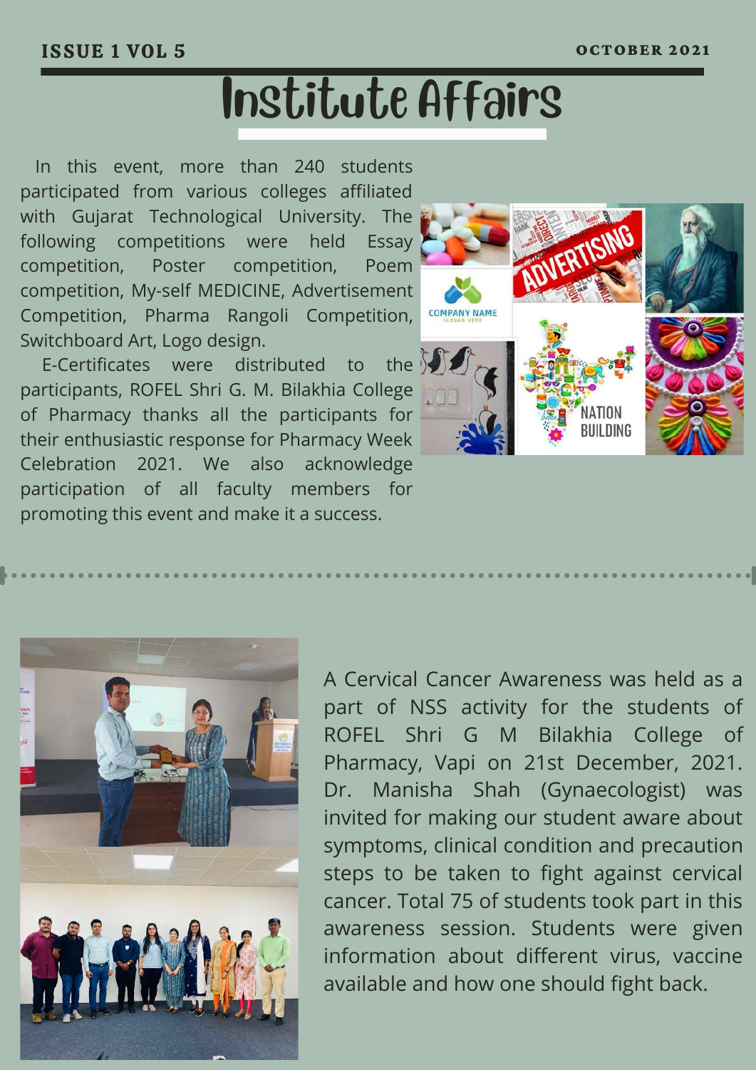# Institute Affairs

In this event, more than 240 students participated from various colleges affiliated with Gujarat Technological University. The following competitions were held Essay competition, Poster competition, Poem competition, My-self MEDICINE, Advertisement Competition, Pharma Rangoli Competition, Switchboard Art, Logo design.

E-Certificates were distributed to the participants, ROFEL Shri G. M. Bilakhia College of Pharmacy thanks all the participants for their enthusiastic response for Pharmacy Week Celebration 2021. We also acknowledge participation of all faculty members for promoting this event and make it a success.

A Cervical Cancer Awareness was held as a part of NSS activity for the students of ROFEL Shri G M Bilakhia College of Pharmacy, Vapi on 21st December, 2021. Dr. Manisha Shah (Gynaecologist) was invited for making our student aware about symptoms, clinical condition and precaution steps to be taken to fight against cervical cancer. Total 75 of students took part in this awareness session. Students were given information about different virus, vaccine available and how one should fight back.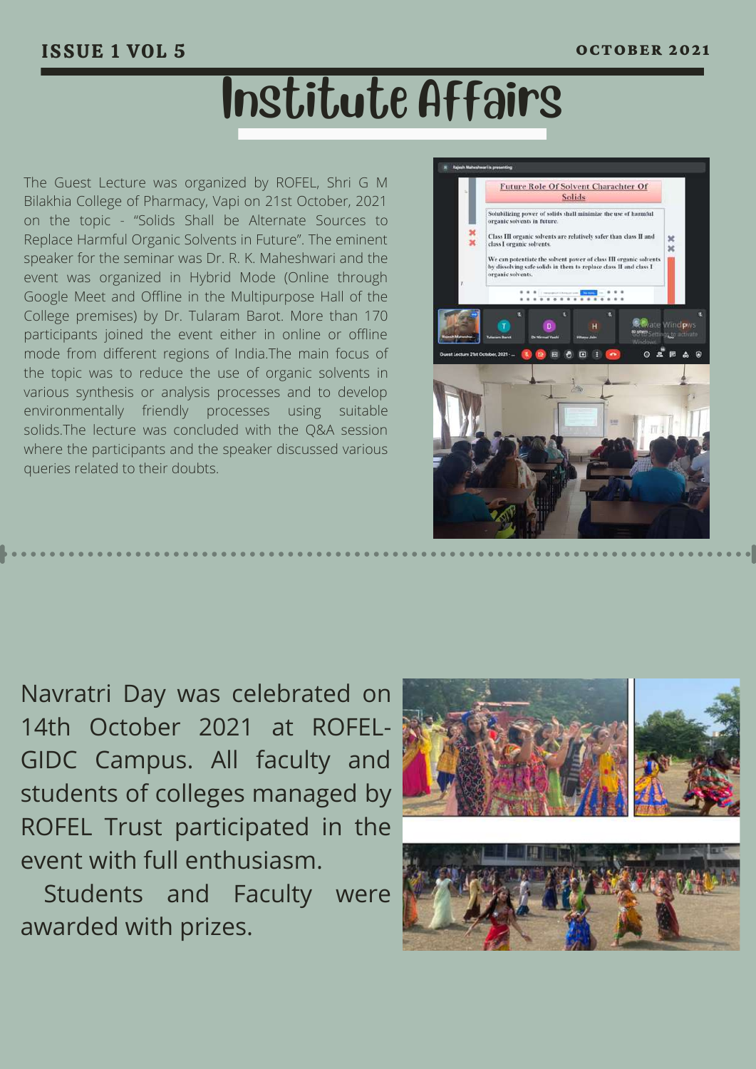# Institute Affairs

The Guest Lecture was organized by ROFEL, Shri G M Bilakhia College of Pharmacy, Vapi on 21st October, 2021 on the topic - "Solids Shall be Alternate Sources to Replace Harmful Organic Solvents in Future". The eminent speaker for the seminar was Dr. R. K. Maheshwari and the event was organized in Hybrid Mode (Online through Google Meet and Offline in the Multipurpose Hall of the College premises) by Dr. Tularam Barot. More than 170 participants joined the event either in online or offline mode from different regions of India.The main focus of the topic was to reduce the use of organic solvents in various synthesis or analysis processes and to develop environmentally friendly processes using suitable solids.The lecture was concluded with the Q&A session where the participants and the speaker discussed various queries related to their doubts.

Navratri Day was celebrated on 14th October 2021 at ROFEL-GIDC Campus. All faculty and students of colleges managed by ROFEL Trust participated in the event with full enthusiasm.

Students and Faculty were awarded with prizes.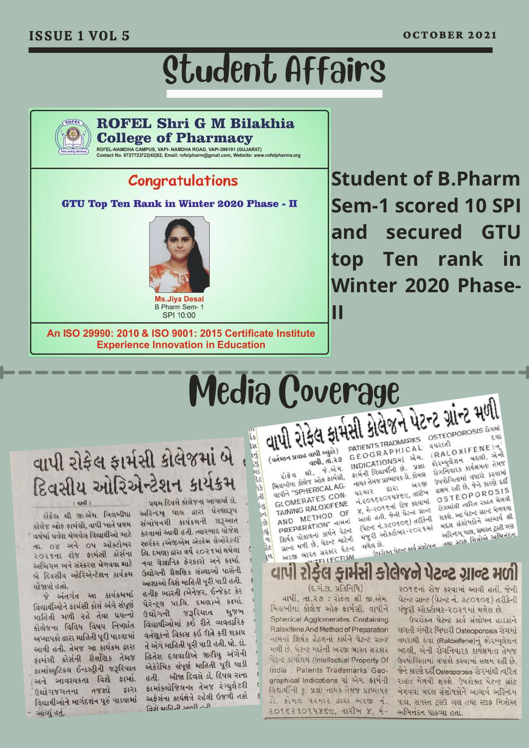# Student Affairs

**ROFEL Shri G M Bilakhia College of Pharmacy**

ROFEL-NAMDHA CAMPUS, VAPI- NAMDHA ROAD, VAPI-396191 (GUJARAT)
Contact No. 9727723722|42|62, Email: rofelpharm@gmail.com, Website: www.rofelpharma.org

## Congratulations

**GTU Top Ten Rank in Winter 2020 Phase - II**

Ms.Jiya Desai
B Pharm Sem- 1
SPI 10:00

An ISO 29990: 2010 & ISO 9001: 2015 Certificate Institute
Experience Innovation in Education

**Student of B.Pharm Sem-1 scored 10 SPI and secured GTU top Ten rank in Winter 2020 Phase-II**

# Media Coverage

## વાપી રોફેલ ફાર્મસી કોલેજમાં બે દિવસીય ઓરિએન્ટેશન કાર્યક્રમ

| વાપી |

રોફેલ શ્રી જી.એમ. બિલખીયા કોલેજ ઓફ ફાર્મસી, વાપી ખાતે પ્રથમ વર્ષમાં પ્રવેશ મેળવેલ વિદ્યાર્થીઓ માટે તા. ૦૪ અને ૦૫ ઓક્ટોબર ૨૦૨૧ના રોજ ફાર્મસી કોર્સના અભિગમ અને સંસ્કરણ મેળવવા માટે બે દિવસીય ઓરિએન્ટેશન કાર્યક્રમ યોજાયો હતો.

જે અંતર્ગત આ કાર્યક્રમમાં વિદ્યાર્થીઓને ફાર્મસી કોર્સ અંગે સંપૂર્ણ માહિતી મળી રહે તેવા પ્રયત્નો કોલેજના વિવિધ વિષય નિષ્ણાંત અધ્યાપકો દ્વારા માહિતી પૂરી પાડવામાં આવી હતી. તેમજ આ કાર્યક્રમ દ્વારા ફાર્મસી કોર્સની શૈક્ષણિક તેમજ ફાર્માસ્યુટિકલ ઈન્ડસ્ટ્રીની જરૂરિયાત અને આવશ્યકતા વિશે ફાર્મા. ઉદ્યોગજગતના તજજ્ઞો દ્વારા વિદ્યાર્થીઓને માર્ગદર્શન પૂરું પાડવામાં આવ્યું હતું.

પ્રથમ દિવસે કોલેજના આચાર્ય ડૉ. અરિન્દમ પાલ દ્વારા પ્રેરણારૂપ સંબોધનથી કાર્યક્રમની શરૂઆત કરવામાં આવી હતી. ત્યારબાદ યોજેશ સારંકર (એજીએમ એલ્કેમ લેબોરેટરી લિ. દમણ) દ્વારા વર્ષ ૨૦૨૧માં થયેલા નવા વૈજ્ઞાનિક ફેરફારો અને ફાર્મા. ઉદ્યોગની શૈક્ષણિક સંસ્થાઓ પાસેની આશાઓ વિશે માહિતી પૂરી પાડી હતી. હનીફ ભારતી (મેનેજર, ઈન્જેક્ટ કેર પેરેન્ટલ પ્રા.લિ. દમણ)એ ફાર્મા. ઉદ્યોગની જરૂરિયાત મુજબ વિદ્યાર્થીઓમાં કઈ રીતે વ્યવહારિક વર્તણૂકનો વિકાસ કઈ રીતે કરી શકાય તે અંગે માહિતી પૂરી પાડી હતી. પ્રો. ડૉ. હિતેશ દલવાડીએ જીટીયુ અંગેની એકેડેમિક સંપૂર્ણ માહિતી પૂરી પાડી હતી. બીજા દિવસે ડૉ. દિપલ રાના ફાર્માકોવીજિલન્સ તેમજ રેગ્યુલેટરી અફેર્સના કાર્યક્ષેત્રે રહેલી ઉજળી તકો વિશે માહિતી આપી હતી.

## વાપી રોફેલ ફાર્મસી કોલેજને પેટન્ટ ગ્રાંટ મળી

(વર્તમાન પ્રવાહ વાપી બ્યુરો) વાપી, તા.૨૭

રોફેલ શ્રી જી.એમ. બિલખીયા કોલેજ ઓફ ફાર્મસી, વાપીને "SPHERICAL AGGLOMERATES CONTAINING RALOXIFENE AND METHOD OF PREPARATION" નામનાં શિર્ષક પોકળનાં કાર્યને પેટન્ટ ગ્રાન્ટ મળી છે, પેટન્ટ માટેની અરજી ભારત સરકાર પેટન્ટ INTELLECTUAL PROPERTY OF INDIA: PATIENTS TRADMARKS GEOGRAPHICAL INDICATIONSમાં એમ. ફાર્મની વિદ્યાર્થીની કુ. પ્રજ્ઞા નાયક તેમજ પ્રાધ્યાપક ડૉ. કોમલ પરમાર દ્વારા અરજી નં.૨૦૧૬૨૧૦૧૫૪૬૯, તારીખ ૪, મે-૨૦૧૬ના રોજ કરવામાં આવી હતી. જેની પેટન્ટ ગ્રાન્ટ (પેટન્ટ નં.૩૮૦૧૦૬) તરીકેની મંજૂરી ઓક્ટોબર-૨૦૨૧માં મળેલ છે.

ઉપરોક્ત પેટન્ટ કાર્ય સંશોધન OSTEOPOROSIS રોગમાં વપરાતી દવા (RALOXIFENE)નું ફોરમ્યુલેશન બદલી, એની રોગનિવારક કાર્યક્ષમતા તેમજ ઉપયોગિતામાં વધારો કરવામાં સક્ષમ રહી છે, જેને કારણે દર્દી OSTEOPOROSIS રોગમાંથી ત્વરિત રાહત મેળવી શકશે. આ પેટન્ટ ગ્રાન્ટ મેળવવા બદલ સંશોધકોને આચાર્ય શ્રી અરિન્દમ પાલ, સમસ્ત ટ્રસ્ટી ગણ તથા સ્ટાફ મિત્રોએ અભિનંદન પાઠવ્યા હતા.

## વાપી રોફેલ ફાર્મસી કોલેજને પેટન્ટ ગ્રાન્ટ મળી

(દ.ગં.ટા. પ્રતિનિધિ)

વાપી, તા.૨૭ : રોફેલ શ્રી જી.એમ. બિલખીયા કોલેજ ઓફ ફાર્મસી, વાપીને Spherical Agglomerates Containing Raloxifene And Method of Preparation નામનાં શિર્ષક હેઠળનાં કાર્યને પેટન્ટ ગ્રાન્ટ મળી છે. પેટન્ટ માટેની અરજી ભારત સરકાર પેટન્ટ કાર્યાલય (Intellectual Property Of India : Patents Trademarks' Geographical Indications માં એમ. ફાર્મની વિદ્યાર્થીની કુ. પ્રજ્ઞા નાયક તેમજ પ્રાધ્યાપક ડૉ. કોમલ પરમાર દ્વારા અરજી નં. ૨૦૧૬૨૧૦૧૫૪૬૯, તારીખ ૪, મે-૨૦૧૬નાં રોજ કરવામાં આવી હતી. જેની પેટન્ટ ગ્રાન્ટ (પેટન્ટ નં. ૩૮૦૧૦૬) તરીકેની મંજૂરી ઓક્ટોબર-૨૦૨૧માં મળેલ છે.

ઉપરોક્ત પેટન્ટ કાર્ય સંશોધન હાડકાને લગતી ગંભીર બિમારી Osteoporosis રોગમાં વપરાતી દવા (Raloxifene)નું ફોરમ્યુલેશન બદલી, એની રોગનિવારક કાર્યક્ષમતા તેમજ ઉપયોગિતામાં વધારો કરવામાં સક્ષમ રહી છે. જેને કારણે દર્દી Osteoporosis રોગમાંથી ત્વરિત રાહત મેળવી શકશે. ઉપરોક્ત પેટન્ટ ગ્રાંટ મેળવવા બદલ સંશોધકોને આચાર્ય અરિન્દમ પાલ, સમસ્ત ટ્રસ્ટી ગણ તથા સ્ટાફ મિત્રોએ અભિનંદન પાઠવ્યા હતાં.